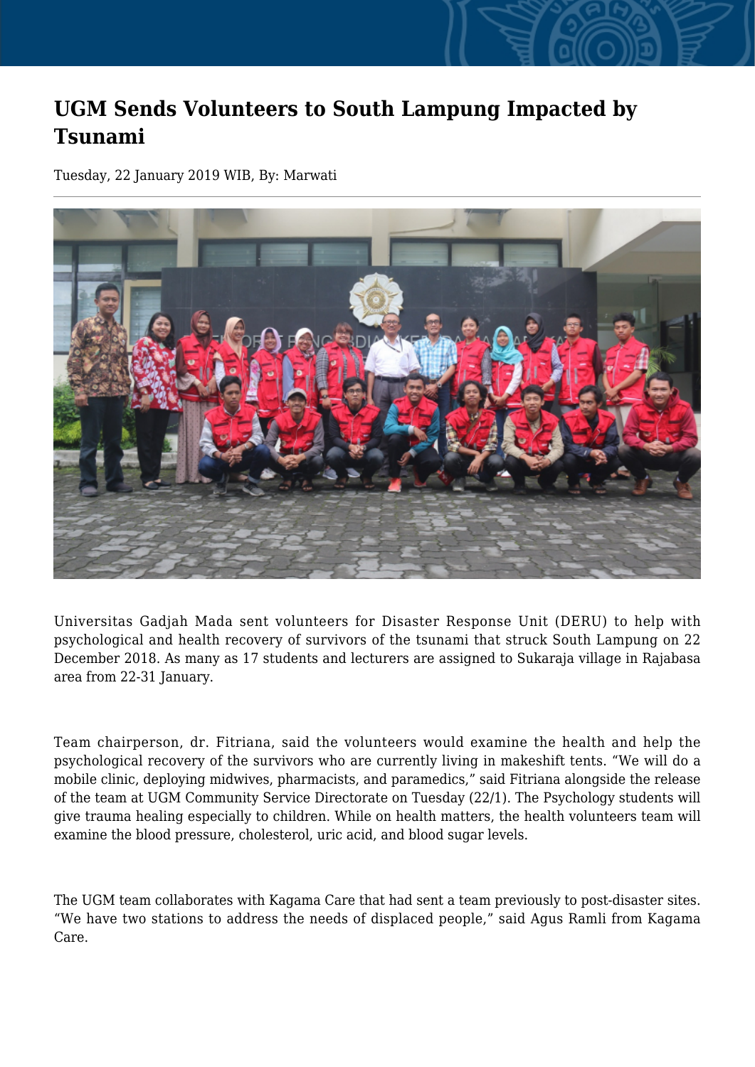# UGM Sends Volunteers to South Lampung Impacted by Tsunami

Tuesday, 22 January 2019 WIB, By: Marwati

Universitas Gadjah Mada sent volunteers for Disaster Response Unit (DERU) to help with psychological and health recovery of survivors of the tsunami that struck South Lampung on 22 December 2018. As many as 17 students and lecturers are assigned to Sukaraja village in Rajabasa area from 22-31 January.

Team chairperson, dr. Fitriana, said the volunteers would examine the health and help the psychological recovery of the survivors who are currently living in makeshift tents. "We will do a mobile clinic, deploying midwives, pharmacists, and paramedics," said Fitriana alongside the release of the team at UGM Community Service Directorate on Tuesday (22/1). The Psychology students will give trauma healing especially to children. While on health matters, the health volunteers team will examine the blood pressure, cholesterol, uric acid, and blood sugar levels.

The UGM team collaborates with Kagama Care that had sent a team previously to post-disaster sites. "We have two stations to address the needs of displaced people," said Agus Ramli from Kagama Care.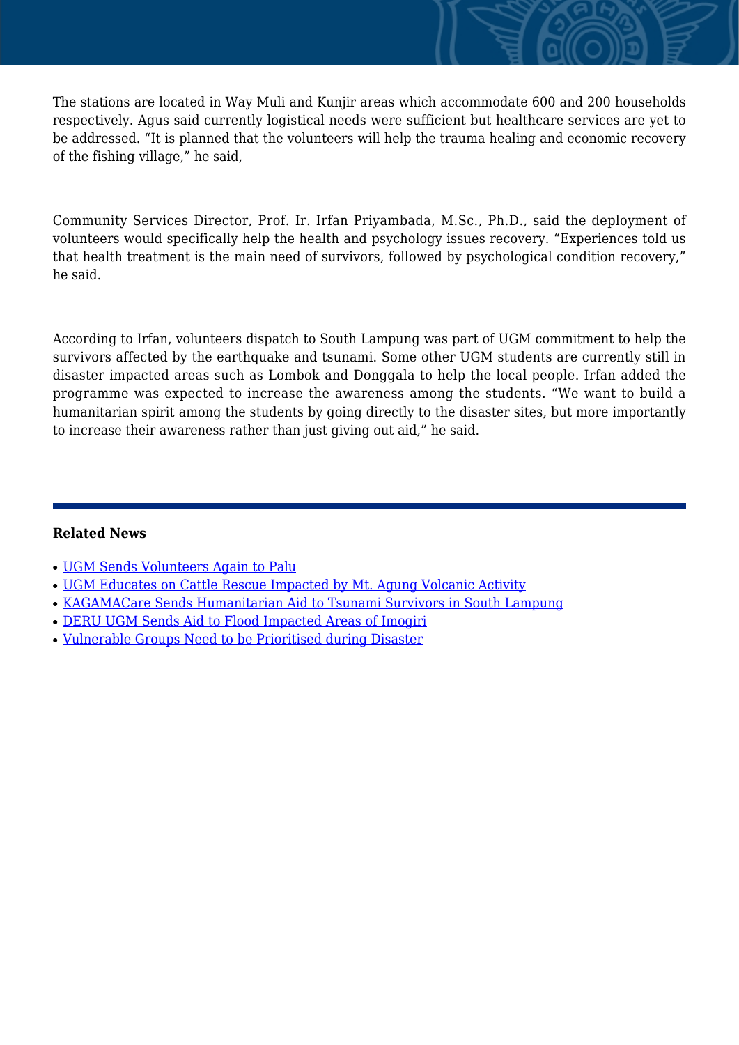The stations are located in Way Muli and Kunjir areas which accommodate 600 and 200 households respectively. Agus said currently logistical needs were sufficient but healthcare services are yet to be addressed. "It is planned that the volunteers will help the trauma healing and economic recovery of the fishing village," he said,

Community Services Director, Prof. Ir. Irfan Priyambada, M.Sc., Ph.D., said the deployment of volunteers would specifically help the health and psychology issues recovery. "Experiences told us that health treatment is the main need of survivors, followed by psychological condition recovery," he said.

According to Irfan, volunteers dispatch to South Lampung was part of UGM commitment to help the survivors affected by the earthquake and tsunami. Some other UGM students are currently still in disaster impacted areas such as Lombok and Donggala to help the local people. Irfan added the programme was expected to increase the awareness among the students. "We want to build a humanitarian spirit among the students by going directly to the disaster sites, but more importantly to increase their awareness rather than just giving out aid," he said.

---

**Related News**

- UGM Sends Volunteers Again to Palu
- UGM Educates on Cattle Rescue Impacted by Mt. Agung Volcanic Activity
- KAGAMACare Sends Humanitarian Aid to Tsunami Survivors in South Lampung
- DERU UGM Sends Aid to Flood Impacted Areas of Imogiri
- Vulnerable Groups Need to be Prioritised during Disaster